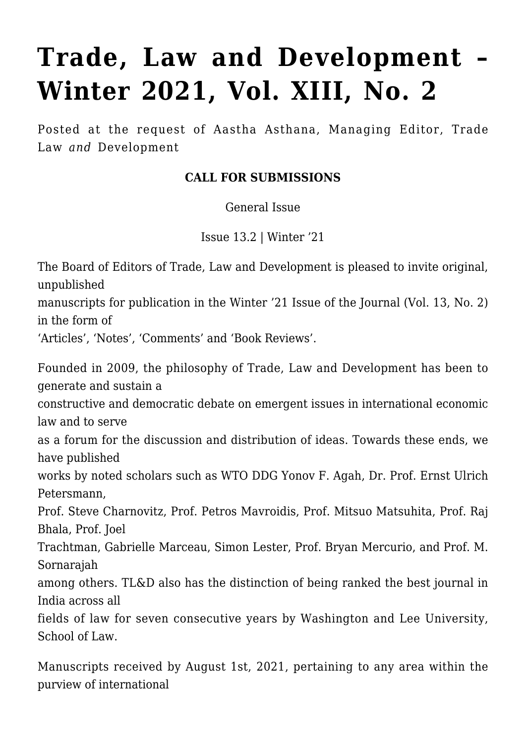# Trade, Law and Development – Winter 2021, Vol. XIII, No. 2

Posted at the request of Aastha Asthana, Managing Editor, Trade Law *and* Development

**CALL FOR SUBMISSIONS**

General Issue

Issue 13.2 | Winter '21

The Board of Editors of Trade, Law and Development is pleased to invite original, unpublished manuscripts for publication in the Winter '21 Issue of the Journal (Vol. 13, No. 2) in the form of 'Articles', 'Notes', 'Comments' and 'Book Reviews'.

Founded in 2009, the philosophy of Trade, Law and Development has been to generate and sustain a constructive and democratic debate on emergent issues in international economic law and to serve as a forum for the discussion and distribution of ideas. Towards these ends, we have published works by noted scholars such as WTO DDG Yonov F. Agah, Dr. Prof. Ernst Ulrich Petersmann, Prof. Steve Charnovitz, Prof. Petros Mavroidis, Prof. Mitsuo Matsuhita, Prof. Raj Bhala, Prof. Joel Trachtman, Gabrielle Marceau, Simon Lester, Prof. Bryan Mercurio, and Prof. M. Sornarajah among others. TL&D also has the distinction of being ranked the best journal in India across all fields of law for seven consecutive years by Washington and Lee University, School of Law.

Manuscripts received by August 1st, 2021, pertaining to any area within the purview of international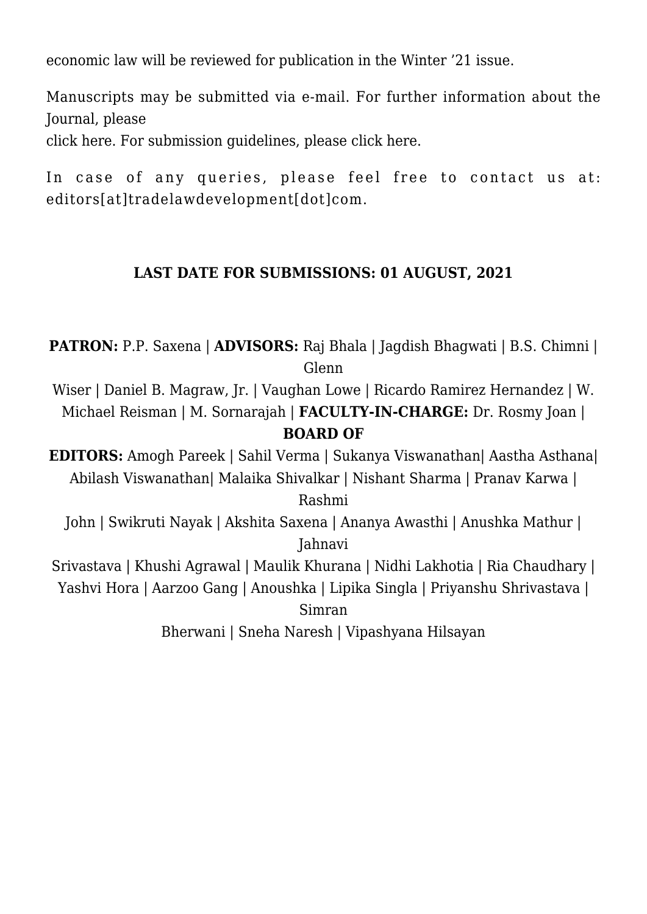economic law will be reviewed for publication in the Winter '21 issue.

Manuscripts may be submitted via e-mail. For further information about the Journal, please click here. For submission guidelines, please click here.

In case of any queries, please feel free to contact us at: editors[at]tradelawdevelopment[dot]com.

**LAST DATE FOR SUBMISSIONS: 01 AUGUST, 2021**

**PATRON:** P.P. Saxena | **ADVISORS:** Raj Bhala | Jagdish Bhagwati | B.S. Chimni | Glenn Wiser | Daniel B. Magraw, Jr. | Vaughan Lowe | Ricardo Ramirez Hernandez | W. Michael Reisman | M. Sornarajah | **FACULTY-IN-CHARGE:** Dr. Rosmy Joan | **BOARD OF EDITORS:** Amogh Pareek | Sahil Verma | Sukanya Viswanathan| Aastha Asthana| Abilash Viswanathan| Malaika Shivalkar | Nishant Sharma | Pranav Karwa | Rashmi John | Swikruti Nayak | Akshita Saxena | Ananya Awasthi | Anushka Mathur | Jahnavi Srivastava | Khushi Agrawal | Maulik Khurana | Nidhi Lakhotia | Ria Chaudhary | Yashvi Hora | Aarzoo Gang | Anoushka | Lipika Singla | Priyanshu Shrivastava | Simran Bherwani | Sneha Naresh | Vipashyana Hilsayan